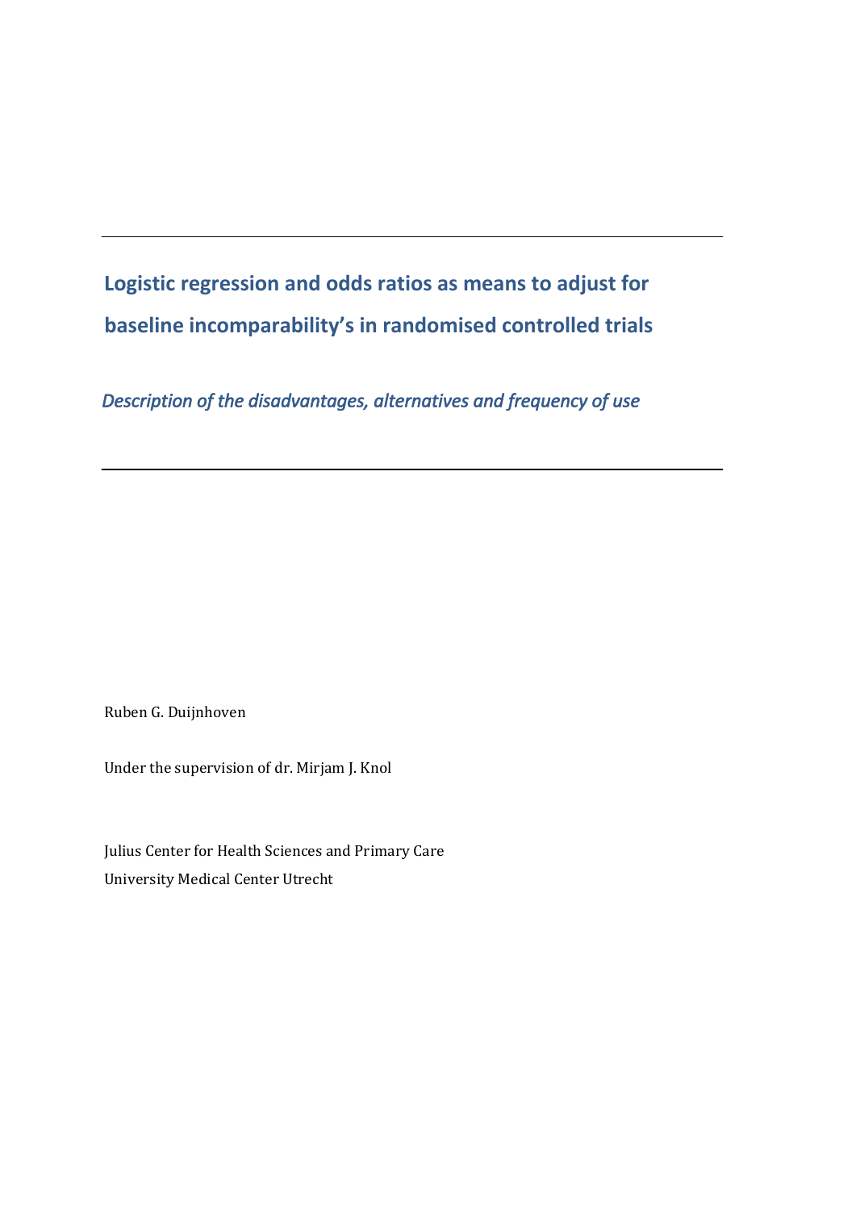# Logistic regression and odds ratios as means to adjust for baseline incomparability's in randomised controlled trials

*Description of the disadvantages, alternatives and frequency of use*

---

Ruben G. Duijnhoven

Under the supervision of dr. Mirjam J. Knol

Julius Center for Health Sciences and Primary Care
University Medical Center Utrecht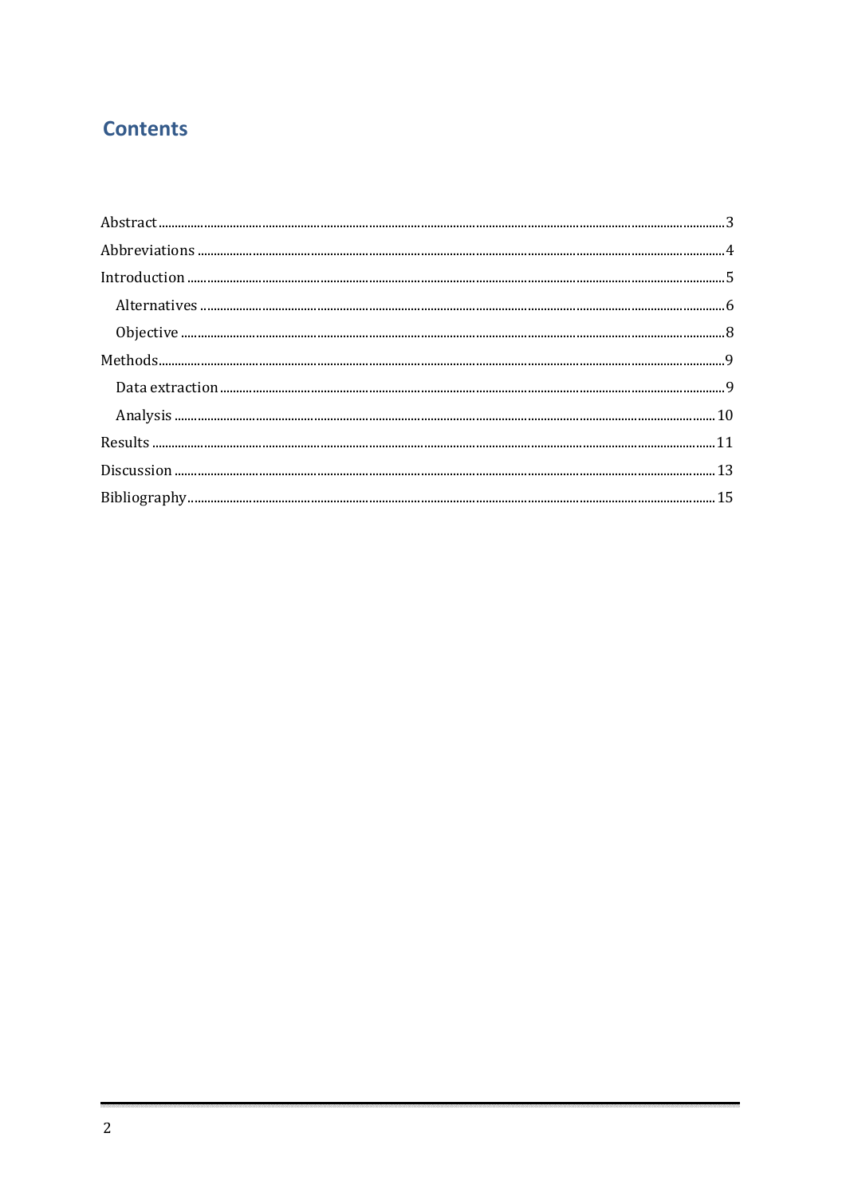# Contents

- Abstract ........ 3
- Abbreviations ........ 4
- Introduction ........ 5
  - Alternatives ........ 6
  - Objective ........ 8
- Methods ........ 9
  - Data extraction ........ 9
  - Analysis ........ 10
- Results ........ 11
- Discussion ........ 13
- Bibliography ........ 15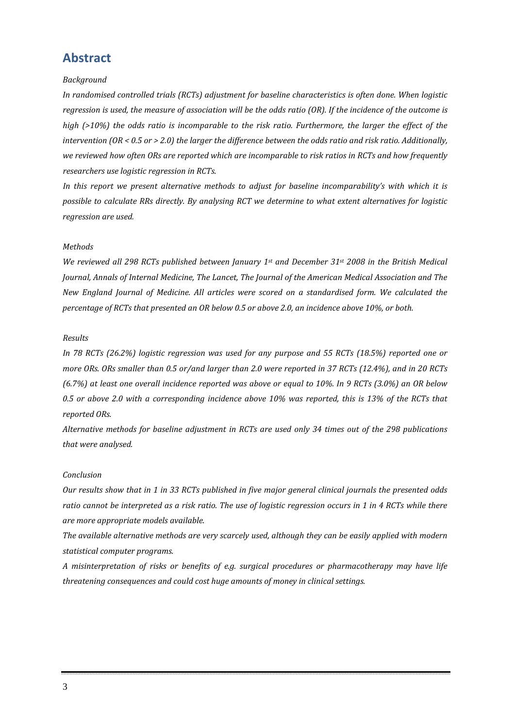## Abstract

*Background*

*In randomised controlled trials (RCTs) adjustment for baseline characteristics is often done. When logistic regression is used, the measure of association will be the odds ratio (OR). If the incidence of the outcome is high (>10%) the odds ratio is incomparable to the risk ratio. Furthermore, the larger the effect of the intervention (OR < 0.5 or > 2.0) the larger the difference between the odds ratio and risk ratio. Additionally, we reviewed how often ORs are reported which are incomparable to risk ratios in RCTs and how frequently researchers use logistic regression in RCTs.*

*In this report we present alternative methods to adjust for baseline incomparability's with which it is possible to calculate RRs directly. By analysing RCT we determine to what extent alternatives for logistic regression are used.*

*Methods*

*We reviewed all 298 RCTs published between January 1st and December 31st 2008 in the British Medical Journal, Annals of Internal Medicine, The Lancet, The Journal of the American Medical Association and The New England Journal of Medicine. All articles were scored on a standardised form. We calculated the percentage of RCTs that presented an OR below 0.5 or above 2.0, an incidence above 10%, or both.*

*Results*

*In 78 RCTs (26.2%) logistic regression was used for any purpose and 55 RCTs (18.5%) reported one or more ORs. ORs smaller than 0.5 or/and larger than 2.0 were reported in 37 RCTs (12.4%), and in 20 RCTs (6.7%) at least one overall incidence reported was above or equal to 10%. In 9 RCTs (3.0%) an OR below 0.5 or above 2.0 with a corresponding incidence above 10% was reported, this is 13% of the RCTs that reported ORs.*

*Alternative methods for baseline adjustment in RCTs are used only 34 times out of the 298 publications that were analysed.*

*Conclusion*

*Our results show that in 1 in 33 RCTs published in five major general clinical journals the presented odds ratio cannot be interpreted as a risk ratio. The use of logistic regression occurs in 1 in 4 RCTs while there are more appropriate models available.*

*The available alternative methods are very scarcely used, although they can be easily applied with modern statistical computer programs.*

*A misinterpretation of risks or benefits of e.g. surgical procedures or pharmacotherapy may have life threatening consequences and could cost huge amounts of money in clinical settings.*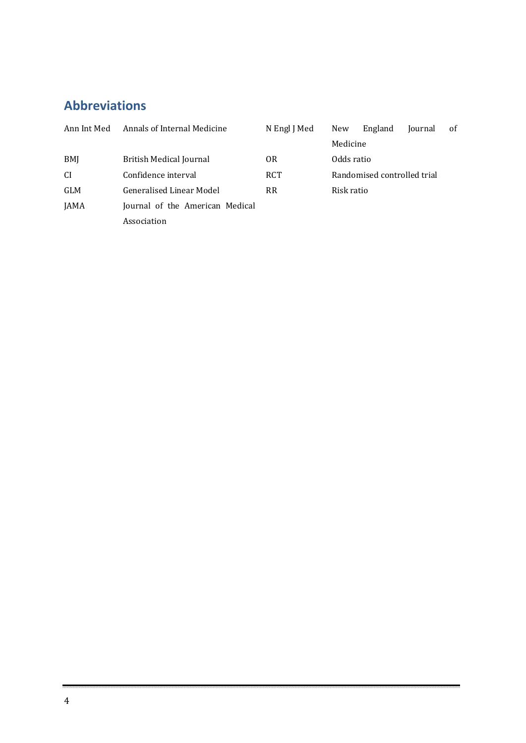## Abbreviations

| | |
|---|---|
| Ann Int Med | Annals of Internal Medicine |
| BMJ | British Medical Journal |
| CI | Confidence interval |
| GLM | Generalised Linear Model |
| JAMA | Journal of the American Medical Association |
| N Engl J Med | New England Journal of Medicine |
| OR | Odds ratio |
| RCT | Randomised controlled trial |
| RR | Risk ratio |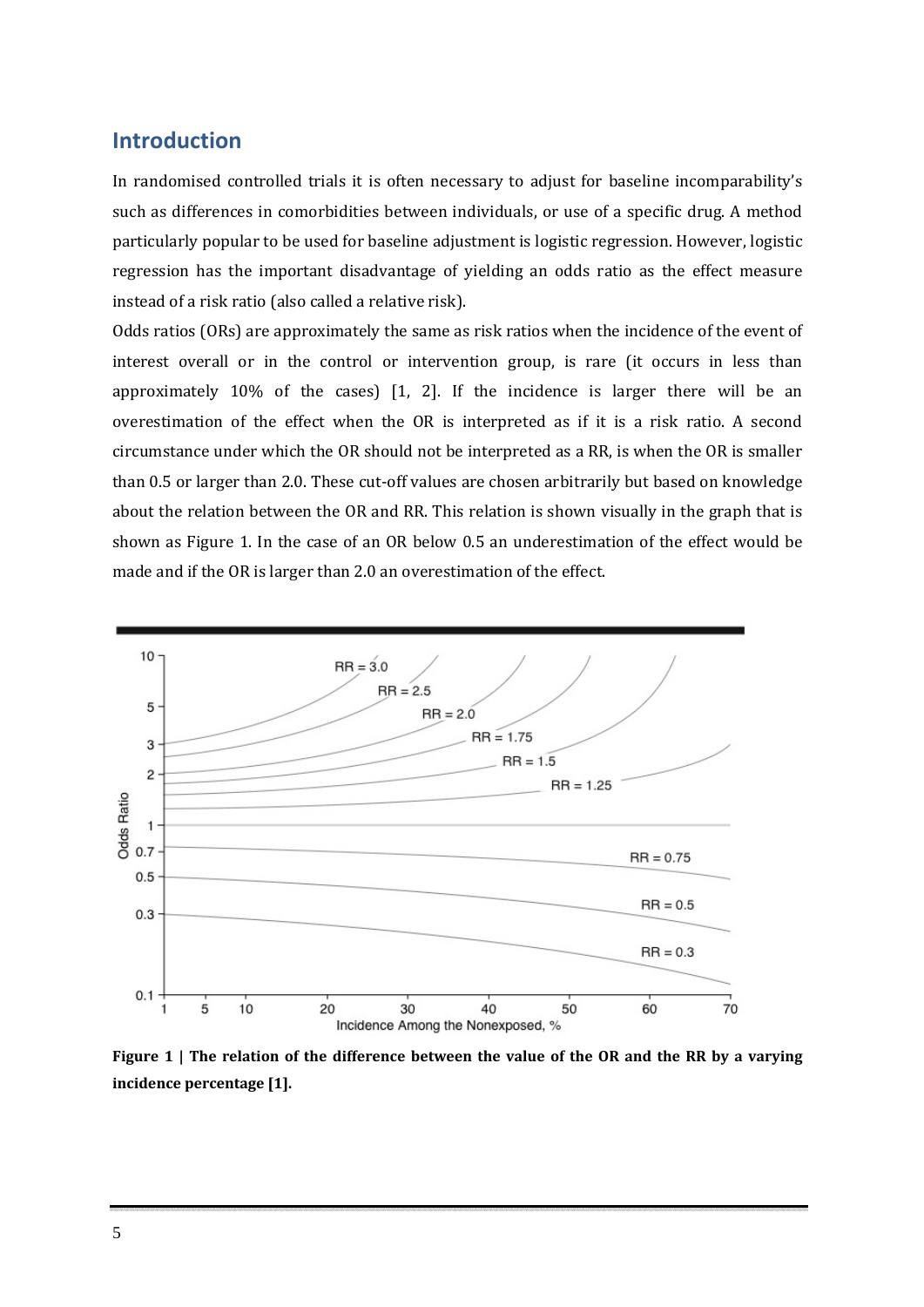## Introduction

In randomised controlled trials it is often necessary to adjust for baseline incomparability's such as differences in comorbidities between individuals, or use of a specific drug. A method particularly popular to be used for baseline adjustment is logistic regression. However, logistic regression has the important disadvantage of yielding an odds ratio as the effect measure instead of a risk ratio (also called a relative risk).

Odds ratios (ORs) are approximately the same as risk ratios when the incidence of the event of interest overall or in the control or intervention group, is rare (it occurs in less than approximately 10% of the cases) [1, 2]. If the incidence is larger there will be an overestimation of the effect when the OR is interpreted as if it is a risk ratio. A second circumstance under which the OR should not be interpreted as a RR, is when the OR is smaller than 0.5 or larger than 2.0. These cut-off values are chosen arbitrarily but based on knowledge about the relation between the OR and RR. This relation is shown visually in the graph that is shown as Figure 1. In the case of an OR below 0.5 an underestimation of the effect would be made and if the OR is larger than 2.0 an overestimation of the effect.

**Figure 1 | The relation of the difference between the value of the OR and the RR by a varying incidence percentage [1].**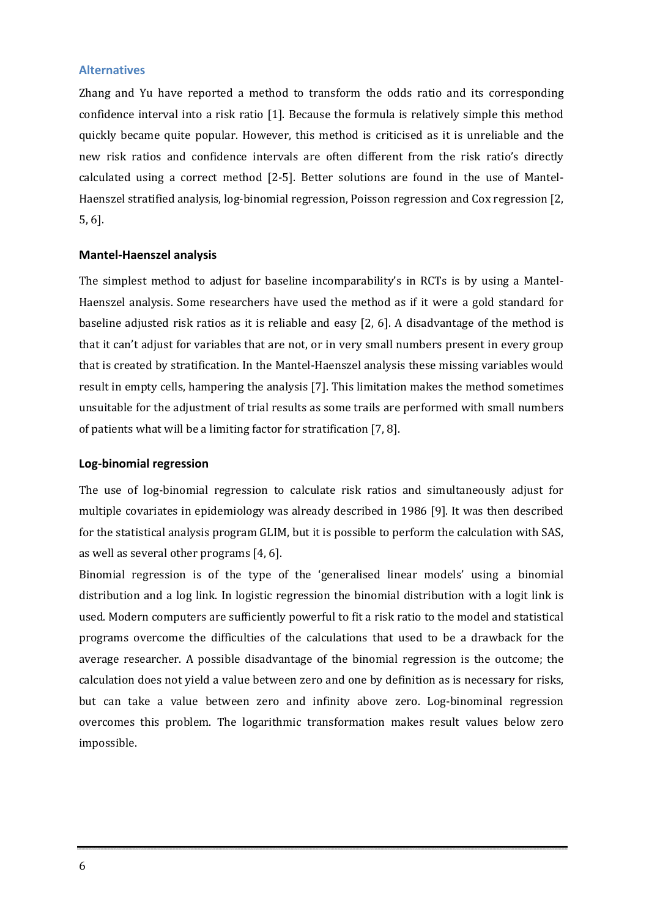## Alternatives

Zhang and Yu have reported a method to transform the odds ratio and its corresponding confidence interval into a risk ratio [1]. Because the formula is relatively simple this method quickly became quite popular. However, this method is criticised as it is unreliable and the new risk ratios and confidence intervals are often different from the risk ratio's directly calculated using a correct method [2-5]. Better solutions are found in the use of Mantel-Haenszel stratified analysis, log-binomial regression, Poisson regression and Cox regression [2, 5, 6].

### Mantel-Haenszel analysis

The simplest method to adjust for baseline incomparability's in RCTs is by using a Mantel-Haenszel analysis. Some researchers have used the method as if it were a gold standard for baseline adjusted risk ratios as it is reliable and easy [2, 6]. A disadvantage of the method is that it can't adjust for variables that are not, or in very small numbers present in every group that is created by stratification. In the Mantel-Haenszel analysis these missing variables would result in empty cells, hampering the analysis [7]. This limitation makes the method sometimes unsuitable for the adjustment of trial results as some trails are performed with small numbers of patients what will be a limiting factor for stratification [7, 8].

### Log-binomial regression

The use of log-binomial regression to calculate risk ratios and simultaneously adjust for multiple covariates in epidemiology was already described in 1986 [9]. It was then described for the statistical analysis program GLIM, but it is possible to perform the calculation with SAS, as well as several other programs [4, 6].

Binomial regression is of the type of the 'generalised linear models' using a binomial distribution and a log link. In logistic regression the binomial distribution with a logit link is used. Modern computers are sufficiently powerful to fit a risk ratio to the model and statistical programs overcome the difficulties of the calculations that used to be a drawback for the average researcher. A possible disadvantage of the binomial regression is the outcome; the calculation does not yield a value between zero and one by definition as is necessary for risks, but can take a value between zero and infinity above zero. Log-binominal regression overcomes this problem. The logarithmic transformation makes result values below zero impossible.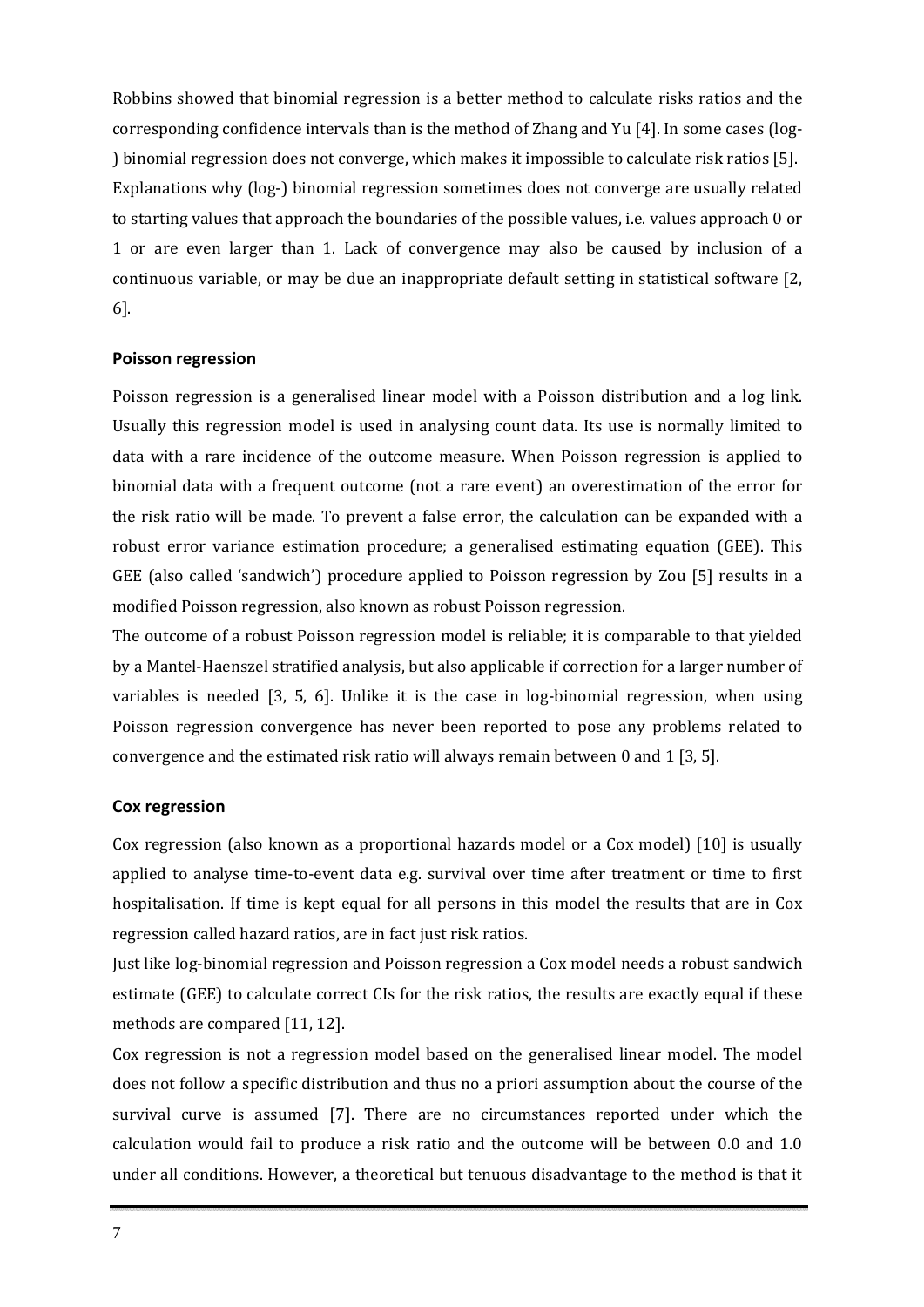Robbins showed that binomial regression is a better method to calculate risks ratios and the corresponding confidence intervals than is the method of Zhang and Yu [4]. In some cases (log-) binomial regression does not converge, which makes it impossible to calculate risk ratios [5]. Explanations why (log-) binomial regression sometimes does not converge are usually related to starting values that approach the boundaries of the possible values, i.e. values approach 0 or 1 or are even larger than 1. Lack of convergence may also be caused by inclusion of a continuous variable, or may be due an inappropriate default setting in statistical software [2, 6].

**Poisson regression**

Poisson regression is a generalised linear model with a Poisson distribution and a log link. Usually this regression model is used in analysing count data. Its use is normally limited to data with a rare incidence of the outcome measure. When Poisson regression is applied to binomial data with a frequent outcome (not a rare event) an overestimation of the error for the risk ratio will be made. To prevent a false error, the calculation can be expanded with a robust error variance estimation procedure; a generalised estimating equation (GEE). This GEE (also called 'sandwich') procedure applied to Poisson regression by Zou [5] results in a modified Poisson regression, also known as robust Poisson regression.
The outcome of a robust Poisson regression model is reliable; it is comparable to that yielded by a Mantel-Haenszel stratified analysis, but also applicable if correction for a larger number of variables is needed [3, 5, 6]. Unlike it is the case in log-binomial regression, when using Poisson regression convergence has never been reported to pose any problems related to convergence and the estimated risk ratio will always remain between 0 and 1 [3, 5].

**Cox regression**

Cox regression (also known as a proportional hazards model or a Cox model) [10] is usually applied to analyse time-to-event data e.g. survival over time after treatment or time to first hospitalisation. If time is kept equal for all persons in this model the results that are in Cox regression called hazard ratios, are in fact just risk ratios.
Just like log-binomial regression and Poisson regression a Cox model needs a robust sandwich estimate (GEE) to calculate correct CIs for the risk ratios, the results are exactly equal if these methods are compared [11, 12].
Cox regression is not a regression model based on the generalised linear model. The model does not follow a specific distribution and thus no a priori assumption about the course of the survival curve is assumed [7]. There are no circumstances reported under which the calculation would fail to produce a risk ratio and the outcome will be between 0.0 and 1.0 under all conditions. However, a theoretical but tenuous disadvantage to the method is that it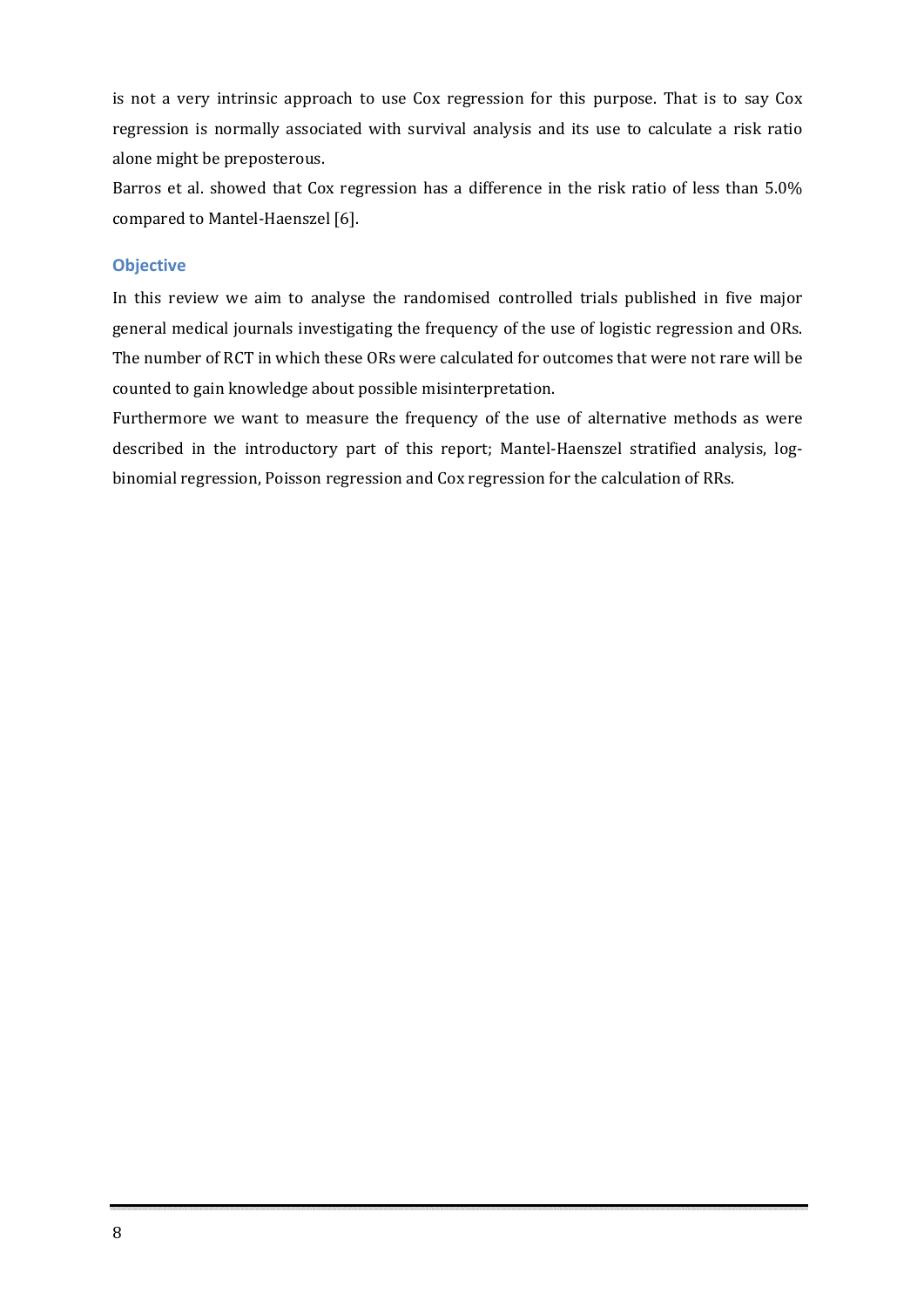is not a very intrinsic approach to use Cox regression for this purpose. That is to say Cox regression is normally associated with survival analysis and its use to calculate a risk ratio alone might be preposterous.

Barros et al. showed that Cox regression has a difference in the risk ratio of less than 5.0% compared to Mantel-Haenszel [6].

## Objective

In this review we aim to analyse the randomised controlled trials published in five major general medical journals investigating the frequency of the use of logistic regression and ORs. The number of RCT in which these ORs were calculated for outcomes that were not rare will be counted to gain knowledge about possible misinterpretation.

Furthermore we want to measure the frequency of the use of alternative methods as were described in the introductory part of this report; Mantel-Haenszel stratified analysis, log-binomial regression, Poisson regression and Cox regression for the calculation of RRs.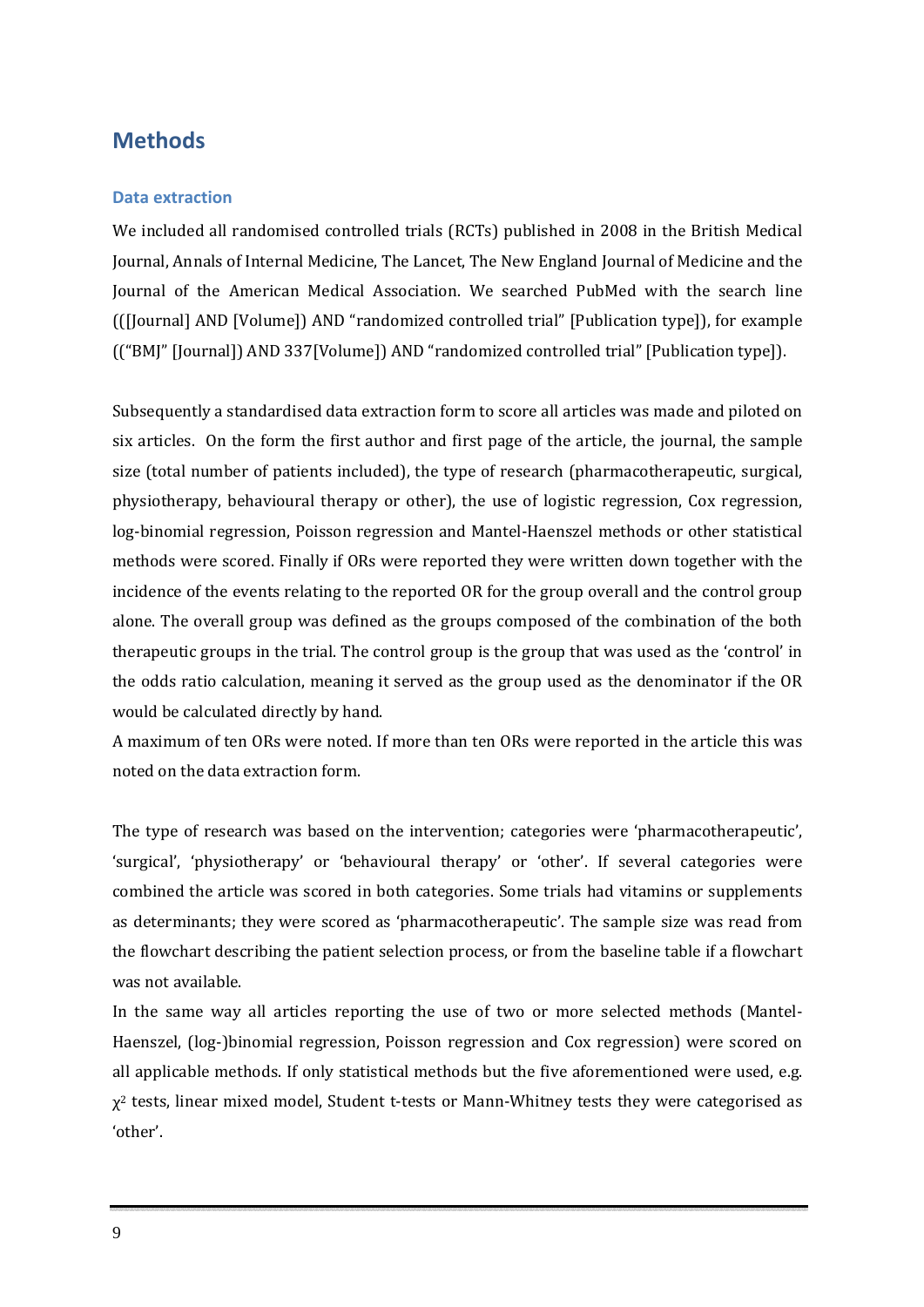## Methods

### Data extraction

We included all randomised controlled trials (RCTs) published in 2008 in the British Medical Journal, Annals of Internal Medicine, The Lancet, The New England Journal of Medicine and the Journal of the American Medical Association. We searched PubMed with the search line (([Journal] AND [Volume]) AND "randomized controlled trial" [Publication type]), for example (("BMJ" [Journal]) AND 337[Volume]) AND "randomized controlled trial" [Publication type]).

Subsequently a standardised data extraction form to score all articles was made and piloted on six articles. On the form the first author and first page of the article, the journal, the sample size (total number of patients included), the type of research (pharmacotherapeutic, surgical, physiotherapy, behavioural therapy or other), the use of logistic regression, Cox regression, log-binomial regression, Poisson regression and Mantel-Haenszel methods or other statistical methods were scored. Finally if ORs were reported they were written down together with the incidence of the events relating to the reported OR for the group overall and the control group alone. The overall group was defined as the groups composed of the combination of the both therapeutic groups in the trial. The control group is the group that was used as the 'control' in the odds ratio calculation, meaning it served as the group used as the denominator if the OR would be calculated directly by hand.

A maximum of ten ORs were noted. If more than ten ORs were reported in the article this was noted on the data extraction form.

The type of research was based on the intervention; categories were 'pharmacotherapeutic', 'surgical', 'physiotherapy' or 'behavioural therapy' or 'other'. If several categories were combined the article was scored in both categories. Some trials had vitamins or supplements as determinants; they were scored as 'pharmacotherapeutic'. The sample size was read from the flowchart describing the patient selection process, or from the baseline table if a flowchart was not available.

In the same way all articles reporting the use of two or more selected methods (Mantel-Haenszel, (log-)binomial regression, Poisson regression and Cox regression) were scored on all applicable methods. If only statistical methods but the five aforementioned were used, e.g. $\chi^2$ tests, linear mixed model, Student t-tests or Mann-Whitney tests they were categorised as 'other'.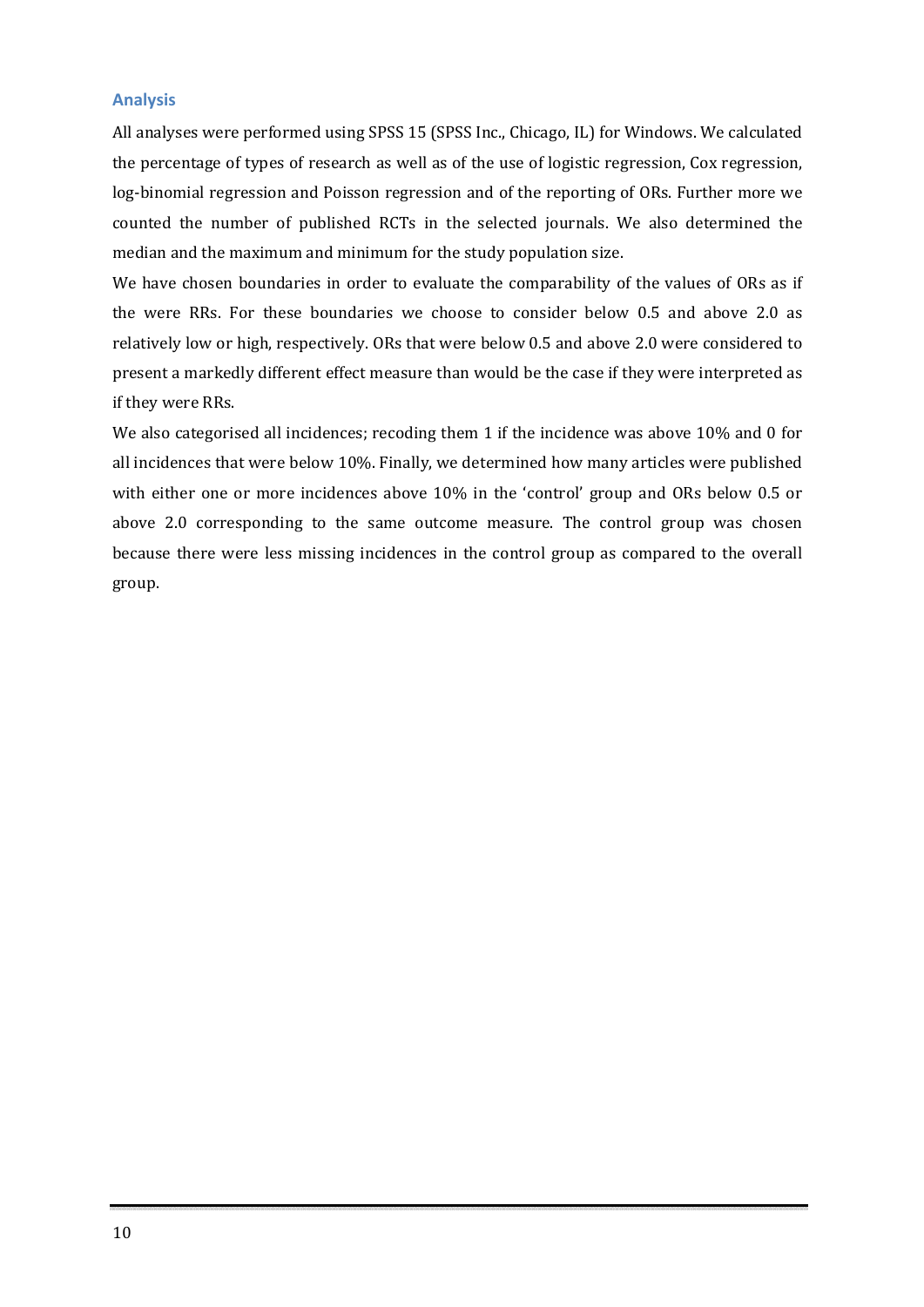## Analysis

All analyses were performed using SPSS 15 (SPSS Inc., Chicago, IL) for Windows. We calculated the percentage of types of research as well as of the use of logistic regression, Cox regression, log-binomial regression and Poisson regression and of the reporting of ORs. Further more we counted the number of published RCTs in the selected journals. We also determined the median and the maximum and minimum for the study population size.

We have chosen boundaries in order to evaluate the comparability of the values of ORs as if the were RRs. For these boundaries we choose to consider below 0.5 and above 2.0 as relatively low or high, respectively. ORs that were below 0.5 and above 2.0 were considered to present a markedly different effect measure than would be the case if they were interpreted as if they were RRs.

We also categorised all incidences; recoding them 1 if the incidence was above 10% and 0 for all incidences that were below 10%. Finally, we determined how many articles were published with either one or more incidences above 10% in the 'control' group and ORs below 0.5 or above 2.0 corresponding to the same outcome measure. The control group was chosen because there were less missing incidences in the control group as compared to the overall group.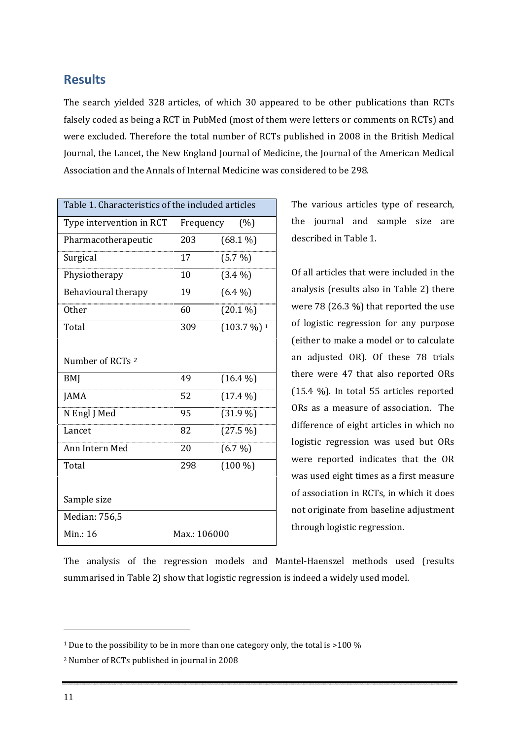## Results

The search yielded 328 articles, of which 30 appeared to be other publications than RCTs falsely coded as being a RCT in PubMed (most of them were letters or comments on RCTs) and were excluded. Therefore the total number of RCTs published in 2008 in the British Medical Journal, the Lancet, the New England Journal of Medicine, the Journal of the American Medical Association and the Annals of Internal Medicine was considered to be 298.

| Table 1. Characteristics of the included articles | | |
|---|---|---|
| Type intervention in RCT | Frequency | (%) |
| Pharmacotherapeutic | 203 | (68.1 %) |
| Surgical | 17 | (5.7 %) |
| Physiotherapy | 10 | (3.4 %) |
| Behavioural therapy | 19 | (6.4 %) |
| Other | 60 | (20.1 %) |
| Total | 309 | (103.7 %) [1] |
| Number of RCTs [2] | | |
| BMJ | 49 | (16.4 %) |
| JAMA | 52 | (17.4 %) |
| N Engl J Med | 95 | (31.9 %) |
| Lancet | 82 | (27.5 %) |
| Ann Intern Med | 20 | (6.7 %) |
| Total | 298 | (100 %) |
| Sample size | | |
| Median: 756,5 | | |
| Min.: 16 | Max.: 106000 | |

The various articles type of research, the journal and sample size are described in Table 1.

Of all articles that were included in the analysis (results also in Table 2) there were 78 (26.3 %) that reported the use of logistic regression for any purpose (either to make a model or to calculate an adjusted OR). Of these 78 trials there were 47 that also reported ORs (15.4 %). In total 55 articles reported ORs as a measure of association. The difference of eight articles in which no logistic regression was used but ORs were reported indicates that the OR was used eight times as a first measure of association in RCTs, in which it does not originate from baseline adjustment through logistic regression.

The analysis of the regression models and Mantel-Haenszel methods used (results summarised in Table 2) show that logistic regression is indeed a widely used model.

[1] Due to the possibility to be in more than one category only, the total is >100 %

[2] Number of RCTs published in journal in 2008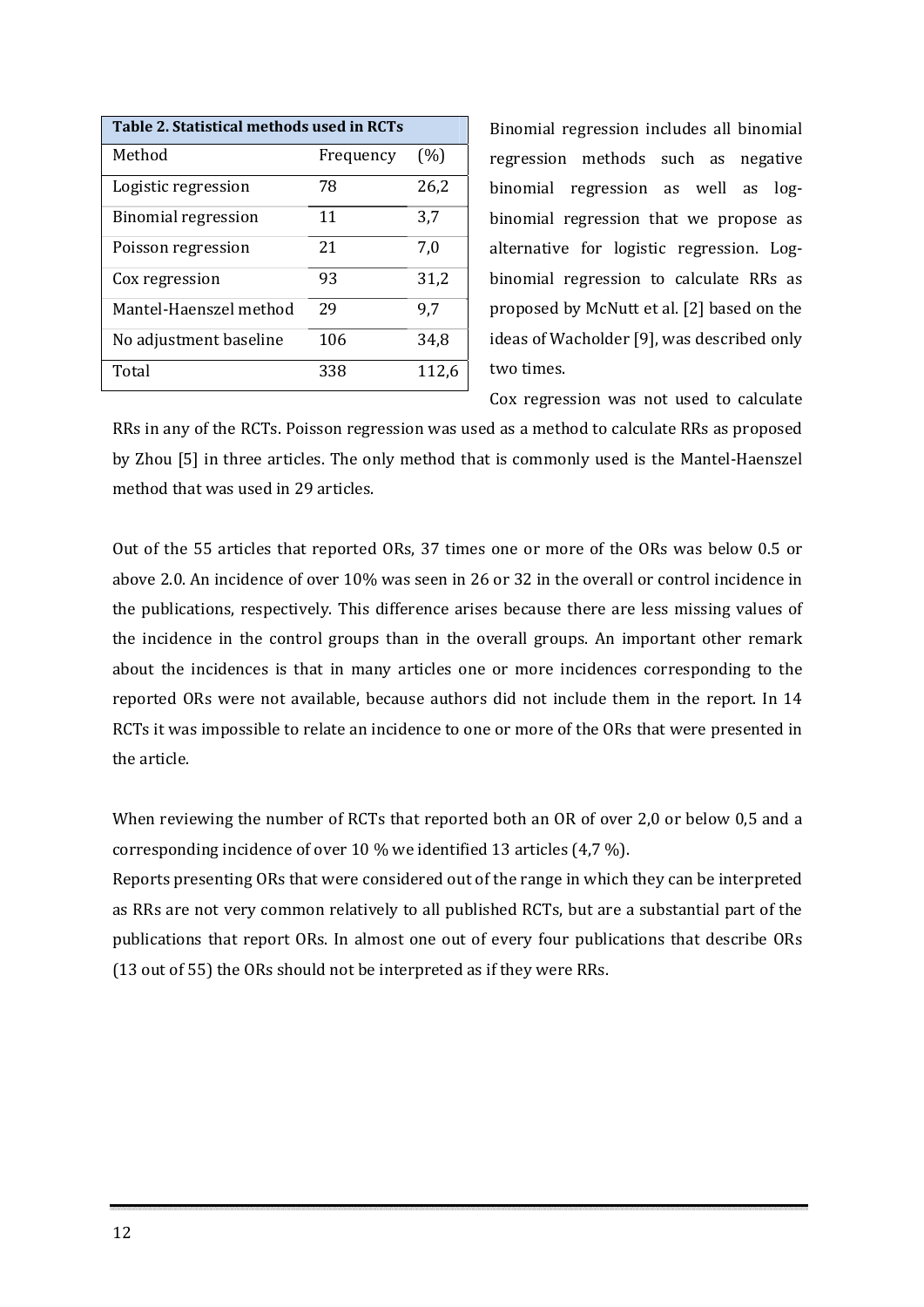| Table 2. Statistical methods used in RCTs | | |
|---|---|---|
| Method | Frequency | (%) |
| Logistic regression | 78 | 26,2 |
| Binomial regression | 11 | 3,7 |
| Poisson regression | 21 | 7,0 |
| Cox regression | 93 | 31,2 |
| Mantel-Haenszel method | 29 | 9,7 |
| No adjustment baseline | 106 | 34,8 |
| Total | 338 | 112,6 |

Binomial regression includes all binomial regression methods such as negative binomial regression as well as log-binomial regression that we propose as alternative for logistic regression. Log-binomial regression to calculate RRs as proposed by McNutt et al. [2] based on the ideas of Wacholder [9], was described only two times.

Cox regression was not used to calculate RRs in any of the RCTs. Poisson regression was used as a method to calculate RRs as proposed by Zhou [5] in three articles. The only method that is commonly used is the Mantel-Haenszel method that was used in 29 articles.

Out of the 55 articles that reported ORs, 37 times one or more of the ORs was below 0.5 or above 2.0. An incidence of over 10% was seen in 26 or 32 in the overall or control incidence in the publications, respectively. This difference arises because there are less missing values of the incidence in the control groups than in the overall groups. An important other remark about the incidences is that in many articles one or more incidences corresponding to the reported ORs were not available, because authors did not include them in the report. In 14 RCTs it was impossible to relate an incidence to one or more of the ORs that were presented in the article.

When reviewing the number of RCTs that reported both an OR of over 2,0 or below 0,5 and a corresponding incidence of over 10 % we identified 13 articles (4,7 %).

Reports presenting ORs that were considered out of the range in which they can be interpreted as RRs are not very common relatively to all published RCTs, but are a substantial part of the publications that report ORs. In almost one out of every four publications that describe ORs (13 out of 55) the ORs should not be interpreted as if they were RRs.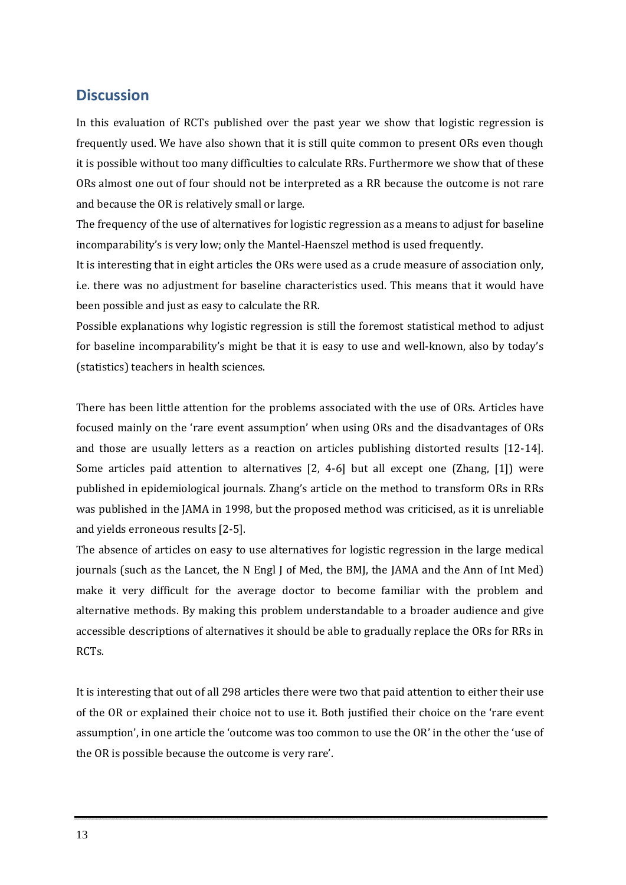## Discussion

In this evaluation of RCTs published over the past year we show that logistic regression is frequently used. We have also shown that it is still quite common to present ORs even though it is possible without too many difficulties to calculate RRs. Furthermore we show that of these ORs almost one out of four should not be interpreted as a RR because the outcome is not rare and because the OR is relatively small or large.

The frequency of the use of alternatives for logistic regression as a means to adjust for baseline incomparability's is very low; only the Mantel-Haenszel method is used frequently.

It is interesting that in eight articles the ORs were used as a crude measure of association only, i.e. there was no adjustment for baseline characteristics used. This means that it would have been possible and just as easy to calculate the RR.

Possible explanations why logistic regression is still the foremost statistical method to adjust for baseline incomparability's might be that it is easy to use and well-known, also by today's (statistics) teachers in health sciences.

There has been little attention for the problems associated with the use of ORs. Articles have focused mainly on the 'rare event assumption' when using ORs and the disadvantages of ORs and those are usually letters as a reaction on articles publishing distorted results [12-14]. Some articles paid attention to alternatives [2, 4-6] but all except one (Zhang, [1]) were published in epidemiological journals. Zhang's article on the method to transform ORs in RRs was published in the JAMA in 1998, but the proposed method was criticised, as it is unreliable and yields erroneous results [2-5].

The absence of articles on easy to use alternatives for logistic regression in the large medical journals (such as the Lancet, the N Engl J of Med, the BMJ, the JAMA and the Ann of Int Med) make it very difficult for the average doctor to become familiar with the problem and alternative methods. By making this problem understandable to a broader audience and give accessible descriptions of alternatives it should be able to gradually replace the ORs for RRs in RCTs.

It is interesting that out of all 298 articles there were two that paid attention to either their use of the OR or explained their choice not to use it. Both justified their choice on the 'rare event assumption', in one article the 'outcome was too common to use the OR' in the other the 'use of the OR is possible because the outcome is very rare'.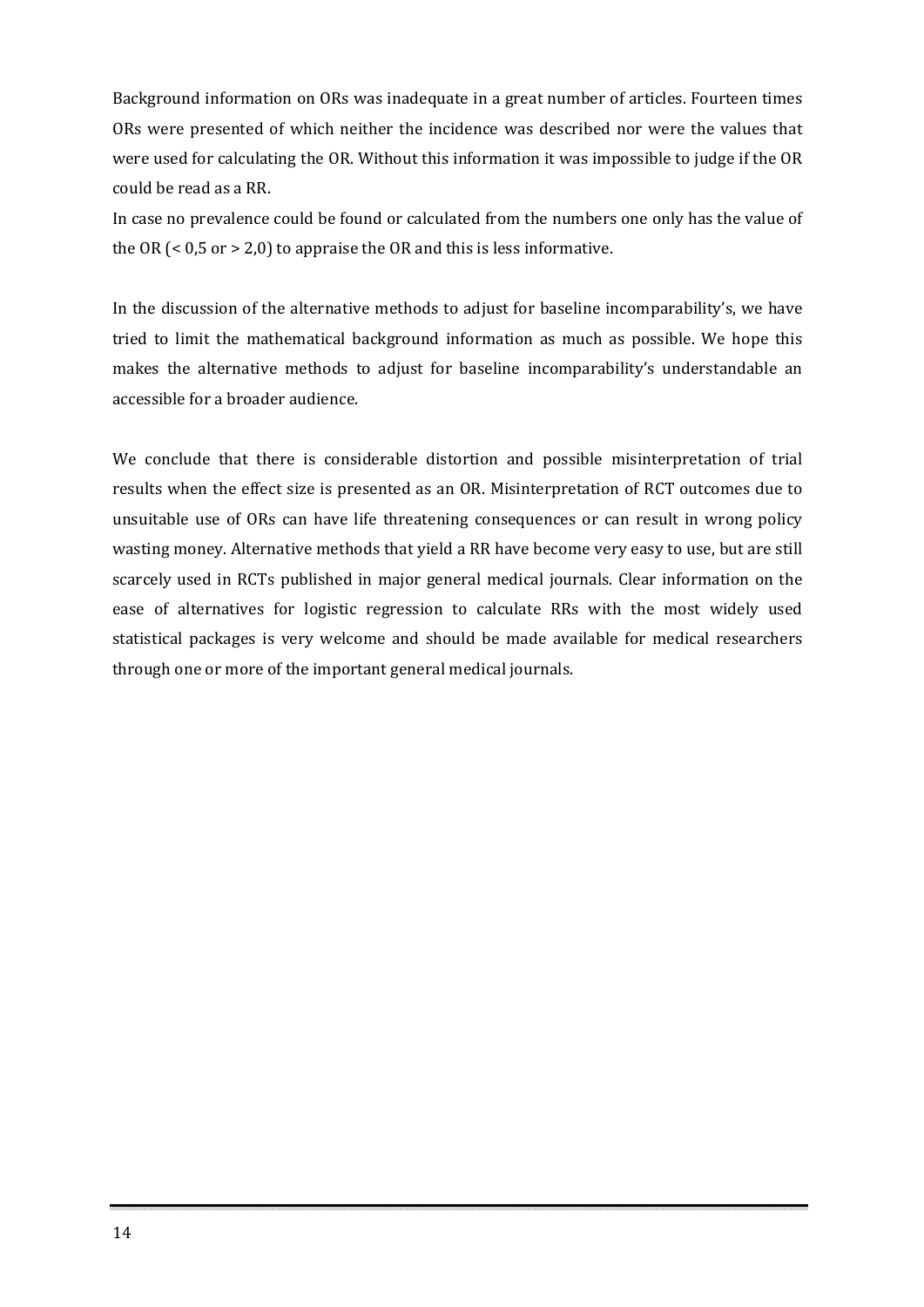Background information on ORs was inadequate in a great number of articles. Fourteen times ORs were presented of which neither the incidence was described nor were the values that were used for calculating the OR. Without this information it was impossible to judge if the OR could be read as a RR.

In case no prevalence could be found or calculated from the numbers one only has the value of the OR (< 0,5 or > 2,0) to appraise the OR and this is less informative.

In the discussion of the alternative methods to adjust for baseline incomparability's, we have tried to limit the mathematical background information as much as possible. We hope this makes the alternative methods to adjust for baseline incomparability's understandable an accessible for a broader audience.

We conclude that there is considerable distortion and possible misinterpretation of trial results when the effect size is presented as an OR. Misinterpretation of RCT outcomes due to unsuitable use of ORs can have life threatening consequences or can result in wrong policy wasting money. Alternative methods that yield a RR have become very easy to use, but are still scarcely used in RCTs published in major general medical journals. Clear information on the ease of alternatives for logistic regression to calculate RRs with the most widely used statistical packages is very welcome and should be made available for medical researchers through one or more of the important general medical journals.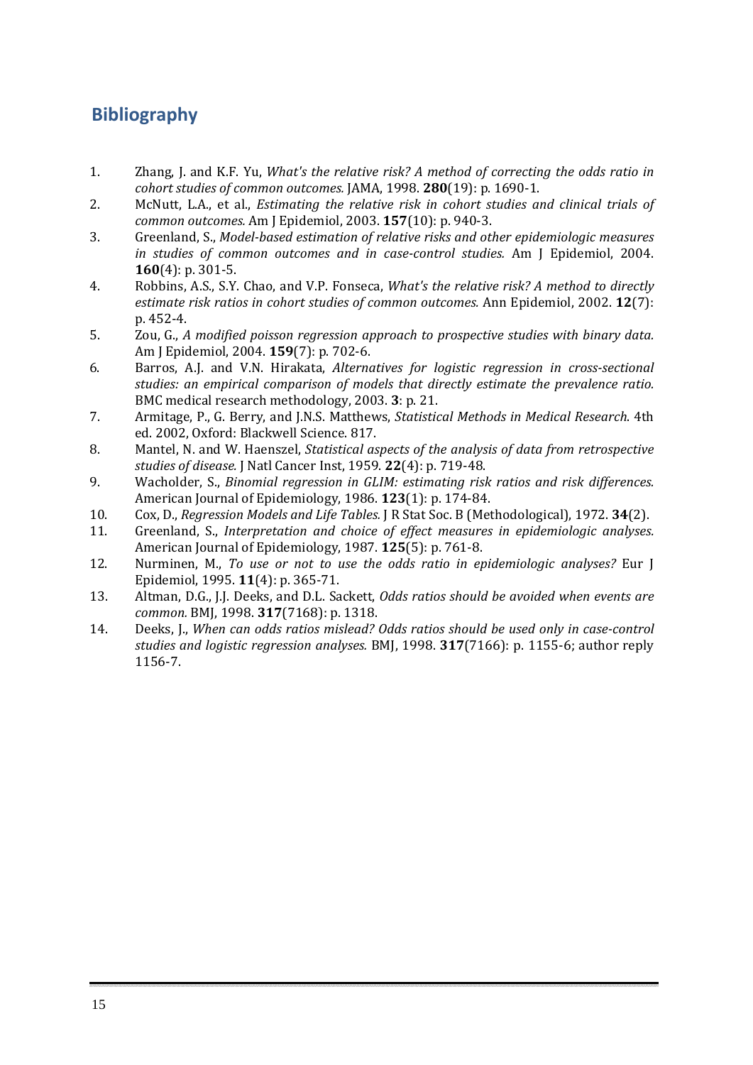## Bibliography

1. Zhang, J. and K.F. Yu, *What's the relative risk? A method of correcting the odds ratio in cohort studies of common outcomes.* JAMA, 1998. **280**(19): p. 1690-1.
2. McNutt, L.A., et al., *Estimating the relative risk in cohort studies and clinical trials of common outcomes.* Am J Epidemiol, 2003. **157**(10): p. 940-3.
3. Greenland, S., *Model-based estimation of relative risks and other epidemiologic measures in studies of common outcomes and in case-control studies.* Am J Epidemiol, 2004. **160**(4): p. 301-5.
4. Robbins, A.S., S.Y. Chao, and V.P. Fonseca, *What's the relative risk? A method to directly estimate risk ratios in cohort studies of common outcomes.* Ann Epidemiol, 2002. **12**(7): p. 452-4.
5. Zou, G., *A modified poisson regression approach to prospective studies with binary data.* Am J Epidemiol, 2004. **159**(7): p. 702-6.
6. Barros, A.J. and V.N. Hirakata, *Alternatives for logistic regression in cross-sectional studies: an empirical comparison of models that directly estimate the prevalence ratio.* BMC medical research methodology, 2003. **3**: p. 21.
7. Armitage, P., G. Berry, and J.N.S. Matthews, *Statistical Methods in Medical Research*. 4th ed. 2002, Oxford: Blackwell Science. 817.
8. Mantel, N. and W. Haenszel, *Statistical aspects of the analysis of data from retrospective studies of disease.* J Natl Cancer Inst, 1959. **22**(4): p. 719-48.
9. Wacholder, S., *Binomial regression in GLIM: estimating risk ratios and risk differences.* American Journal of Epidemiology, 1986. **123**(1): p. 174-84.
10. Cox, D., *Regression Models and Life Tables.* J R Stat Soc. B (Methodological), 1972. **34**(2).
11. Greenland, S., *Interpretation and choice of effect measures in epidemiologic analyses.* American Journal of Epidemiology, 1987. **125**(5): p. 761-8.
12. Nurminen, M., *To use or not to use the odds ratio in epidemiologic analyses?* Eur J Epidemiol, 1995. **11**(4): p. 365-71.
13. Altman, D.G., J.J. Deeks, and D.L. Sackett, *Odds ratios should be avoided when events are common.* BMJ, 1998. **317**(7168): p. 1318.
14. Deeks, J., *When can odds ratios mislead? Odds ratios should be used only in case-control studies and logistic regression analyses.* BMJ, 1998. **317**(7166): p. 1155-6; author reply 1156-7.